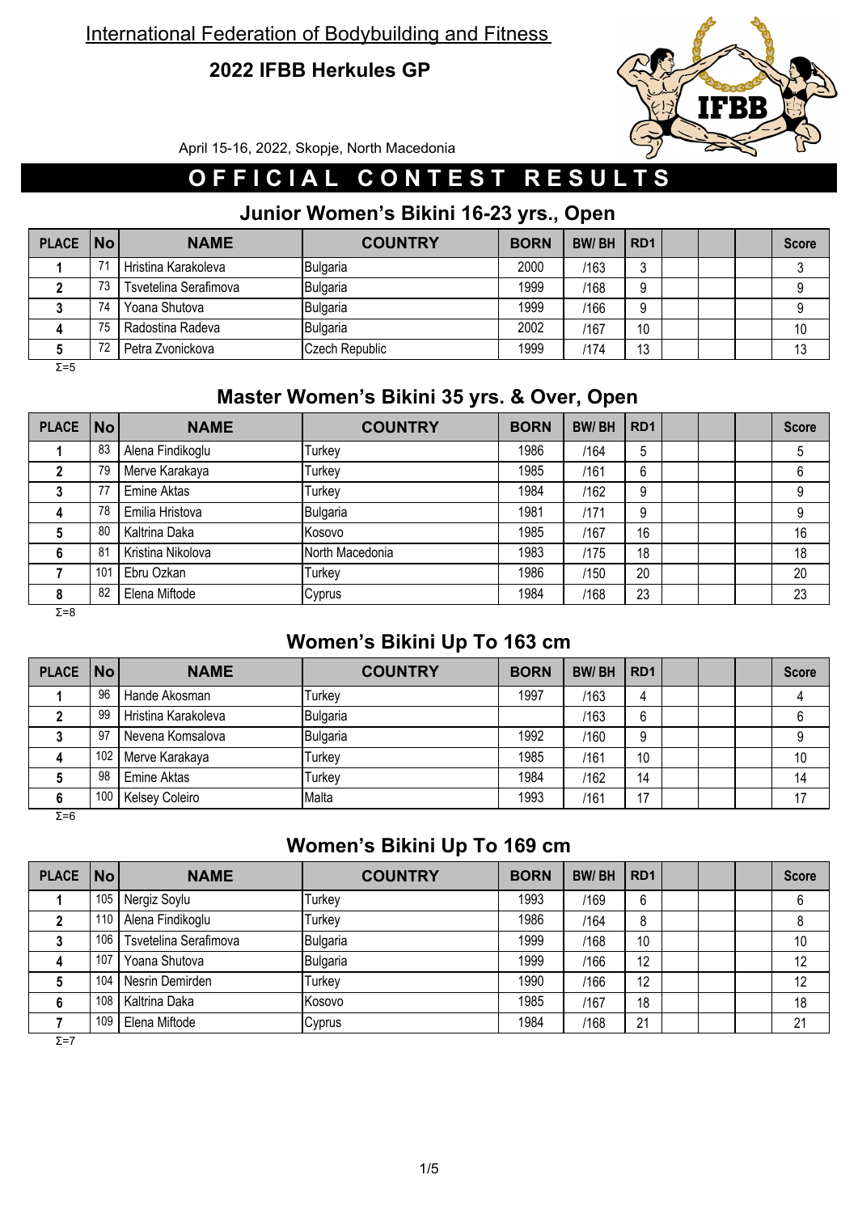International Federation of Bodybuilding and Fitness

# 2022 IFBB Herkules GP

April 15-16, 2022, Skopje, North Macedonia

## OFFICIAL CONTEST RESULTS

### Junior Women's Bikini 16-23 yrs., Open

| PLACE | No | NAME | COUNTRY | BORN | BW/ BH | RD1 | | | | Score |
|---|---|---|---|---|---|---|---|---|---|---|
| 1 | 71 | Hristina Karakoleva | Bulgaria | 2000 | /163 | 3 | | | | 3 |
| 2 | 73 | Tsvetelina Serafimova | Bulgaria | 1999 | /168 | 9 | | | | 9 |
| 3 | 74 | Yoana Shutova | Bulgaria | 1999 | /166 | 9 | | | | 9 |
| 4 | 75 | Radostina Radeva | Bulgaria | 2002 | /167 | 10 | | | | 10 |
| 5 | 72 | Petra Zvonickova | Czech Republic | 1999 | /174 | 13 | | | | 13 |

Σ=5

### Master Women's Bikini 35 yrs. & Over, Open

| PLACE | No | NAME | COUNTRY | BORN | BW/ BH | RD1 | | | | Score |
|---|---|---|---|---|---|---|---|---|---|---|
| 1 | 83 | Alena Findikoglu | Turkey | 1986 | /164 | 5 | | | | 5 |
| 2 | 79 | Merve Karakaya | Turkey | 1985 | /161 | 6 | | | | 6 |
| 3 | 77 | Emine Aktas | Turkey | 1984 | /162 | 9 | | | | 9 |
| 4 | 78 | Emilia Hristova | Bulgaria | 1981 | /171 | 9 | | | | 9 |
| 5 | 80 | Kaltrina Daka | Kosovo | 1985 | /167 | 16 | | | | 16 |
| 6 | 81 | Kristina Nikolova | North Macedonia | 1983 | /175 | 18 | | | | 18 |
| 7 | 101 | Ebru Ozkan | Turkey | 1986 | /150 | 20 | | | | 20 |
| 8 | 82 | Elena Miftode | Cyprus | 1984 | /168 | 23 | | | | 23 |

Σ=8

### Women's Bikini Up To 163 cm

| PLACE | No | NAME | COUNTRY | BORN | BW/ BH | RD1 | | | | Score |
|---|---|---|---|---|---|---|---|---|---|---|
| 1 | 96 | Hande Akosman | Turkey | 1997 | /163 | 4 | | | | 4 |
| 2 | 99 | Hristina Karakoleva | Bulgaria | | /163 | 6 | | | | 6 |
| 3 | 97 | Nevena Komsalova | Bulgaria | 1992 | /160 | 9 | | | | 9 |
| 4 | 102 | Merve Karakaya | Turkey | 1985 | /161 | 10 | | | | 10 |
| 5 | 98 | Emine Aktas | Turkey | 1984 | /162 | 14 | | | | 14 |
| 6 | 100 | Kelsey Coleiro | Malta | 1993 | /161 | 17 | | | | 17 |

Σ=6

### Women's Bikini Up To 169 cm

| PLACE | No | NAME | COUNTRY | BORN | BW/ BH | RD1 | | | | Score |
|---|---|---|---|---|---|---|---|---|---|---|
| 1 | 105 | Nergiz Soylu | Turkey | 1993 | /169 | 6 | | | | 6 |
| 2 | 110 | Alena Findikoglu | Turkey | 1986 | /164 | 8 | | | | 8 |
| 3 | 106 | Tsvetelina Serafimova | Bulgaria | 1999 | /168 | 10 | | | | 10 |
| 4 | 107 | Yoana Shutova | Bulgaria | 1999 | /166 | 12 | | | | 12 |
| 5 | 104 | Nesrin Demirden | Turkey | 1990 | /166 | 12 | | | | 12 |
| 6 | 108 | Kaltrina Daka | Kosovo | 1985 | /167 | 18 | | | | 18 |
| 7 | 109 | Elena Miftode | Cyprus | 1984 | /168 | 21 | | | | 21 |

Σ=7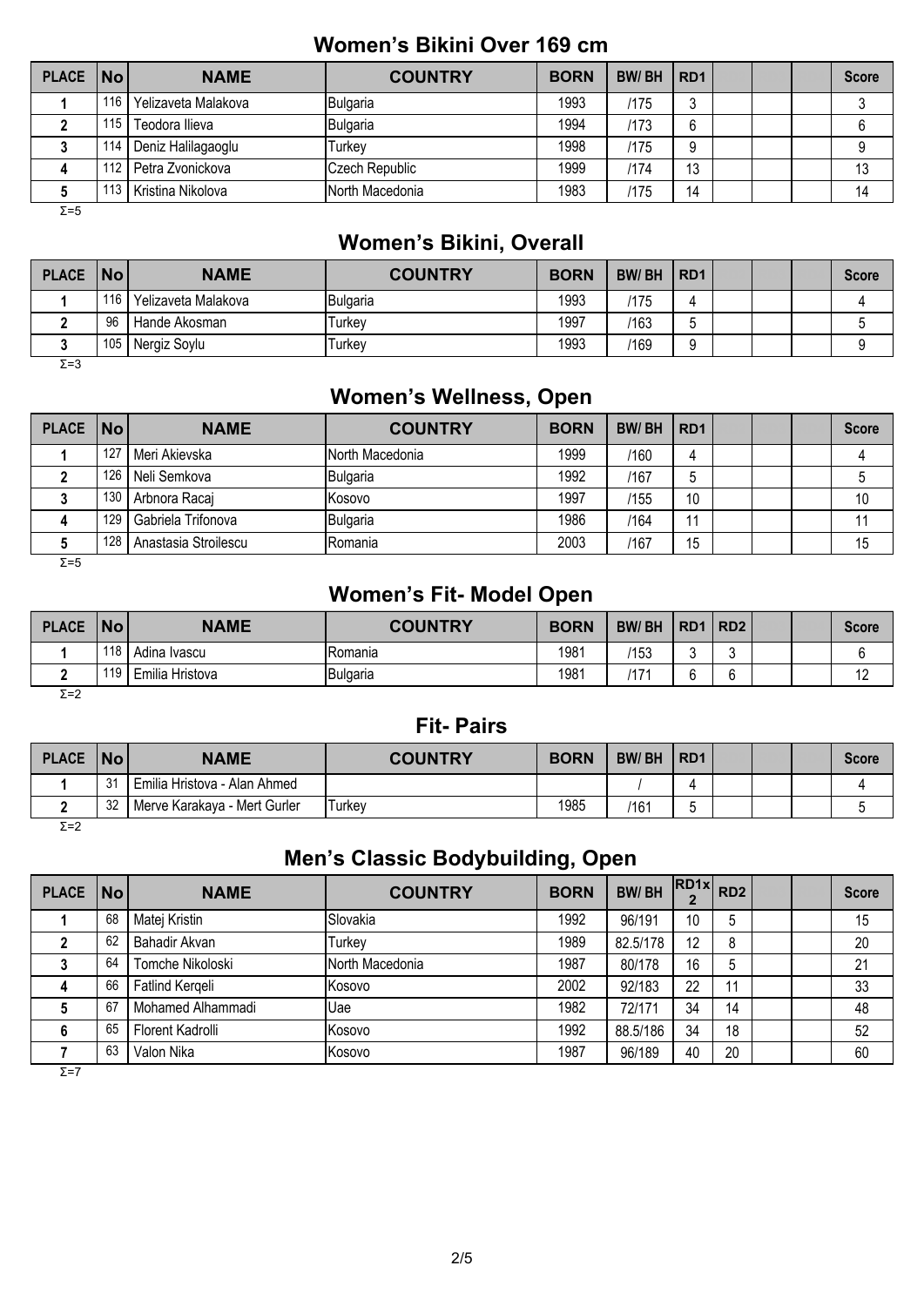## Women's Bikini Over 169 cm

| PLACE | No | NAME | COUNTRY | BORN | BW/ BH | RD1 | | | | Score |
|---|---|---|---|---|---|---|---|---|---|---|
| 1 | 116 | Yelizaveta Malakova | Bulgaria | 1993 | /175 | 3 | | | | 3 |
| 2 | 115 | Teodora Ilieva | Bulgaria | 1994 | /173 | 6 | | | | 6 |
| 3 | 114 | Deniz Halilagaoglu | Turkey | 1998 | /175 | 9 | | | | 9 |
| 4 | 112 | Petra Zvonickova | Czech Republic | 1999 | /174 | 13 | | | | 13 |
| 5 | 113 | Kristina Nikolova | North Macedonia | 1983 | /175 | 14 | | | | 14 |

Σ=5

## Women's Bikini, Overall

| PLACE | No | NAME | COUNTRY | BORN | BW/ BH | RD1 | | | | Score |
|---|---|---|---|---|---|---|---|---|---|---|
| 1 | 116 | Yelizaveta Malakova | Bulgaria | 1993 | /175 | 4 | | | | 4 |
| 2 | 96 | Hande Akosman | Turkey | 1997 | /163 | 5 | | | | 5 |
| 3 | 105 | Nergiz Soylu | Turkey | 1993 | /169 | 9 | | | | 9 |

Σ=3

## Women's Wellness, Open

| PLACE | No | NAME | COUNTRY | BORN | BW/ BH | RD1 | | | | Score |
|---|---|---|---|---|---|---|---|---|---|---|
| 1 | 127 | Meri Akievska | North Macedonia | 1999 | /160 | 4 | | | | 4 |
| 2 | 126 | Neli Semkova | Bulgaria | 1992 | /167 | 5 | | | | 5 |
| 3 | 130 | Arbnora Racaj | Kosovo | 1997 | /155 | 10 | | | | 10 |
| 4 | 129 | Gabriela Trifonova | Bulgaria | 1986 | /164 | 11 | | | | 11 |
| 5 | 128 | Anastasia Stroilescu | Romania | 2003 | /167 | 15 | | | | 15 |

Σ=5

## Women's Fit- Model Open

| PLACE | No | NAME | COUNTRY | BORN | BW/ BH | RD1 | RD2 | | | Score |
|---|---|---|---|---|---|---|---|---|---|---|
| 1 | 118 | Adina Ivascu | Romania | 1981 | /153 | 3 | 3 | | | 6 |
| 2 | 119 | Emilia Hristova | Bulgaria | 1981 | /171 | 6 | 6 | | | 12 |

Σ=2

## Fit- Pairs

| PLACE | No | NAME | COUNTRY | BORN | BW/ BH | RD1 | | | | Score |
|---|---|---|---|---|---|---|---|---|---|---|
| 1 | 31 | Emilia Hristova - Alan Ahmed | | | / | 4 | | | | 4 |
| 2 | 32 | Merve Karakaya - Mert Gurler | Turkey | 1985 | /161 | 5 | | | | 5 |

Σ=2

## Men's Classic Bodybuilding, Open

| PLACE | No | NAME | COUNTRY | BORN | BW/ BH | RD1x2 | RD2 | | | Score |
|---|---|---|---|---|---|---|---|---|---|---|
| 1 | 68 | Matej Kristin | Slovakia | 1992 | 96/191 | 10 | 5 | | | 15 |
| 2 | 62 | Bahadir Akvan | Turkey | 1989 | 82.5/178 | 12 | 8 | | | 20 |
| 3 | 64 | Tomche Nikoloski | North Macedonia | 1987 | 80/178 | 16 | 5 | | | 21 |
| 4 | 66 | Fatlind Kerqeli | Kosovo | 2002 | 92/183 | 22 | 11 | | | 33 |
| 5 | 67 | Mohamed Alhammadi | Uae | 1982 | 72/171 | 34 | 14 | | | 48 |
| 6 | 65 | Florent Kadrolli | Kosovo | 1992 | 88.5/186 | 34 | 18 | | | 52 |
| 7 | 63 | Valon Nika | Kosovo | 1987 | 96/189 | 40 | 20 | | | 60 |

Σ=7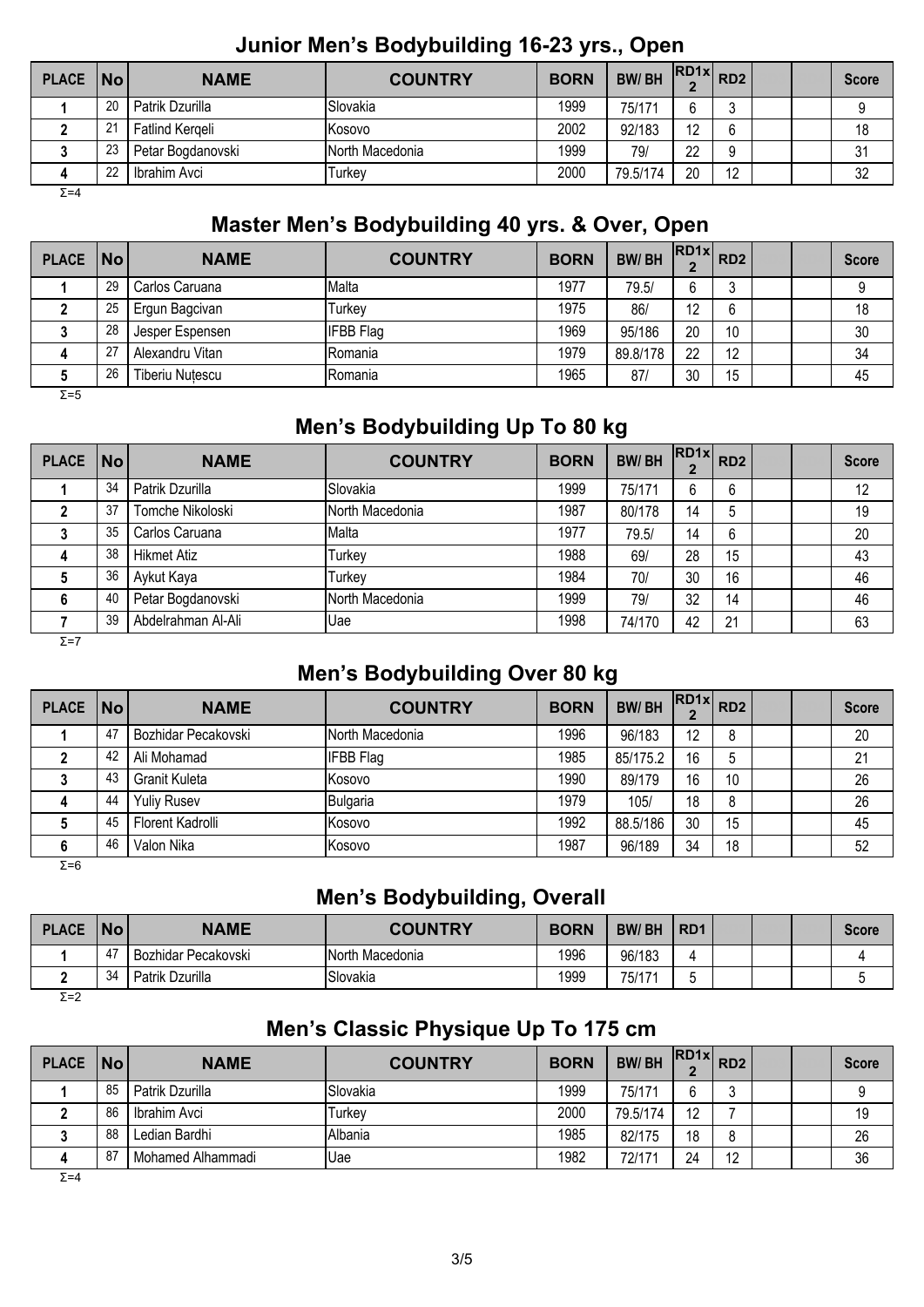## Junior Men's Bodybuilding 16-23 yrs., Open

| PLACE | No | NAME | COUNTRY | BORN | BW/ BH | RD1x 2 | RD2 | | | Score |
|---|---|---|---|---|---|---|---|---|---|---|
| 1 | 20 | Patrik Dzurilla | Slovakia | 1999 | 75/171 | 6 | 3 | | | 9 |
| 2 | 21 | Fatlind Kerqeli | Kosovo | 2002 | 92/183 | 12 | 6 | | | 18 |
| 3 | 23 | Petar Bogdanovski | North Macedonia | 1999 | 79/ | 22 | 9 | | | 31 |
| 4 | 22 | Ibrahim Avci | Turkey | 2000 | 79.5/174 | 20 | 12 | | | 32 |

Σ=4

## Master Men's Bodybuilding 40 yrs. & Over, Open

| PLACE | No | NAME | COUNTRY | BORN | BW/ BH | RD1x 2 | RD2 | | | Score |
|---|---|---|---|---|---|---|---|---|---|---|
| 1 | 29 | Carlos Caruana | Malta | 1977 | 79.5/ | 6 | 3 | | | 9 |
| 2 | 25 | Ergun Bagcivan | Turkey | 1975 | 86/ | 12 | 6 | | | 18 |
| 3 | 28 | Jesper Espensen | IFBB Flag | 1969 | 95/186 | 20 | 10 | | | 30 |
| 4 | 27 | Alexandru Vitan | Romania | 1979 | 89.8/178 | 22 | 12 | | | 34 |
| 5 | 26 | Tiberiu Nuțescu | Romania | 1965 | 87/ | 30 | 15 | | | 45 |

Σ=5

## Men's Bodybuilding Up To 80 kg

| PLACE | No | NAME | COUNTRY | BORN | BW/ BH | RD1x 2 | RD2 | | | Score |
|---|---|---|---|---|---|---|---|---|---|---|
| 1 | 34 | Patrik Dzurilla | Slovakia | 1999 | 75/171 | 6 | 6 | | | 12 |
| 2 | 37 | Tomche Nikoloski | North Macedonia | 1987 | 80/178 | 14 | 5 | | | 19 |
| 3 | 35 | Carlos Caruana | Malta | 1977 | 79.5/ | 14 | 6 | | | 20 |
| 4 | 38 | Hikmet Atiz | Turkey | 1988 | 69/ | 28 | 15 | | | 43 |
| 5 | 36 | Aykut Kaya | Turkey | 1984 | 70/ | 30 | 16 | | | 46 |
| 6 | 40 | Petar Bogdanovski | North Macedonia | 1999 | 79/ | 32 | 14 | | | 46 |
| 7 | 39 | Abdelrahman Al-Ali | Uae | 1998 | 74/170 | 42 | 21 | | | 63 |

Σ=7

## Men's Bodybuilding Over 80 kg

| PLACE | No | NAME | COUNTRY | BORN | BW/ BH | RD1x 2 | RD2 | | | Score |
|---|---|---|---|---|---|---|---|---|---|---|
| 1 | 47 | Bozhidar Pecakovski | North Macedonia | 1996 | 96/183 | 12 | 8 | | | 20 |
| 2 | 42 | Ali Mohamad | IFBB Flag | 1985 | 85/175.2 | 16 | 5 | | | 21 |
| 3 | 43 | Granit Kuleta | Kosovo | 1990 | 89/179 | 16 | 10 | | | 26 |
| 4 | 44 | Yuliy Rusev | Bulgaria | 1979 | 105/ | 18 | 8 | | | 26 |
| 5 | 45 | Florent Kadrolli | Kosovo | 1992 | 88.5/186 | 30 | 15 | | | 45 |
| 6 | 46 | Valon Nika | Kosovo | 1987 | 96/189 | 34 | 18 | | | 52 |

Σ=6

## Men's Bodybuilding, Overall

| PLACE | No | NAME | COUNTRY | BORN | BW/ BH | RD1 | | | | Score |
|---|---|---|---|---|---|---|---|---|---|---|
| 1 | 47 | Bozhidar Pecakovski | North Macedonia | 1996 | 96/183 | 4 | | | | 4 |
| 2 | 34 | Patrik Dzurilla | Slovakia | 1999 | 75/171 | 5 | | | | 5 |

Σ=2

## Men's Classic Physique Up To 175 cm

| PLACE | No | NAME | COUNTRY | BORN | BW/ BH | RD1x 2 | RD2 | | | Score |
|---|---|---|---|---|---|---|---|---|---|---|
| 1 | 85 | Patrik Dzurilla | Slovakia | 1999 | 75/171 | 6 | 3 | | | 9 |
| 2 | 86 | Ibrahim Avci | Turkey | 2000 | 79.5/174 | 12 | 7 | | | 19 |
| 3 | 88 | Ledian Bardhi | Albania | 1985 | 82/175 | 18 | 8 | | | 26 |
| 4 | 87 | Mohamed Alhammadi | Uae | 1982 | 72/171 | 24 | 12 | | | 36 |

Σ=4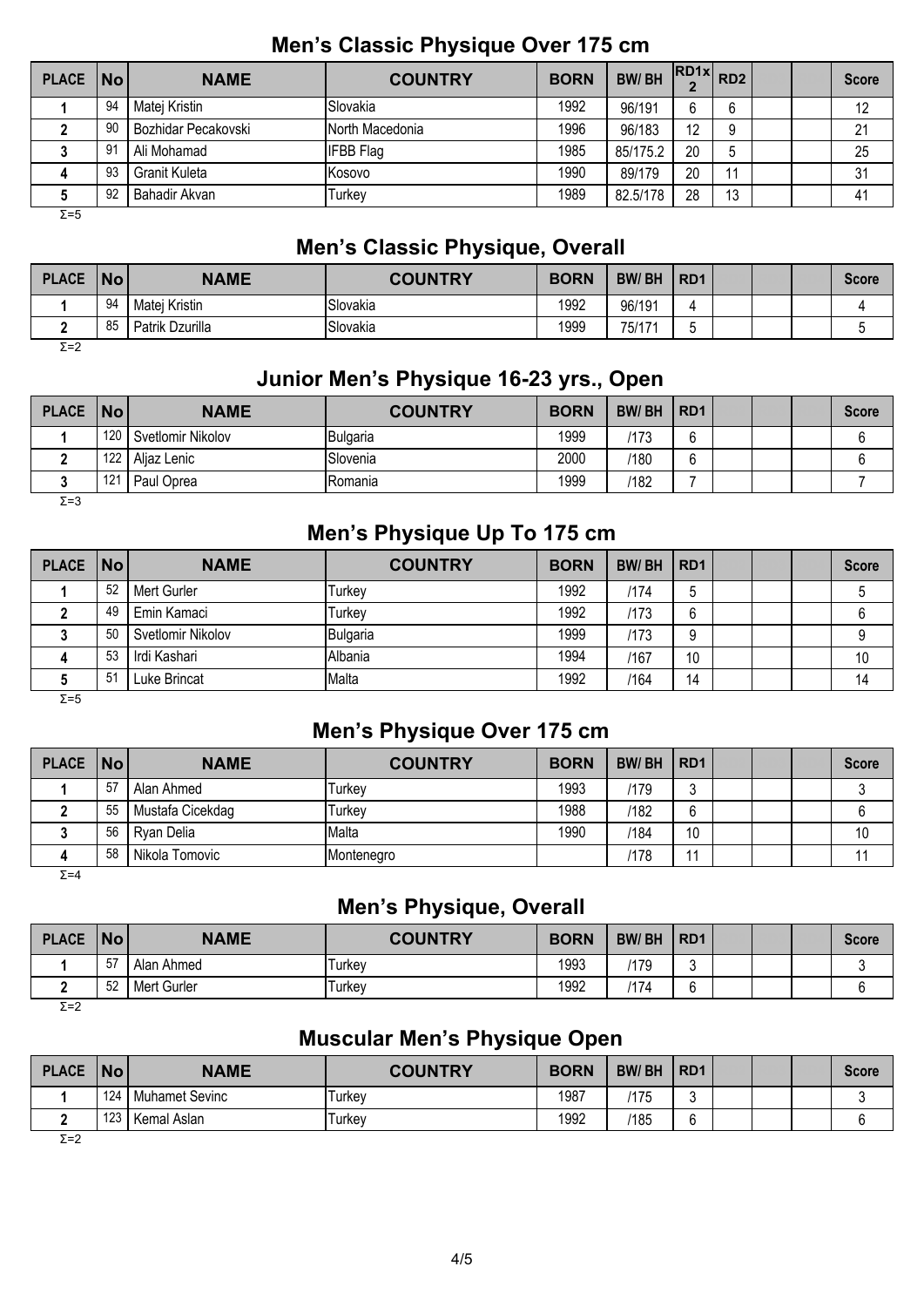## Men's Classic Physique Over 175 cm

| PLACE | No | NAME | COUNTRY | BORN | BW/ BH | RD1x 2 | RD2 | | | Score |
|---|---|---|---|---|---|---|---|---|---|---|
| 1 | 94 | Matej Kristin | Slovakia | 1992 | 96/191 | 6 | 6 | | | 12 |
| 2 | 90 | Bozhidar Pecakovski | North Macedonia | 1996 | 96/183 | 12 | 9 | | | 21 |
| 3 | 91 | Ali Mohamad | IFBB Flag | 1985 | 85/175.2 | 20 | 5 | | | 25 |
| 4 | 93 | Granit Kuleta | Kosovo | 1990 | 89/179 | 20 | 11 | | | 31 |
| 5 | 92 | Bahadir Akvan | Turkey | 1989 | 82.5/178 | 28 | 13 | | | 41 |

Σ=5

## Men's Classic Physique, Overall

| PLACE | No | NAME | COUNTRY | BORN | BW/ BH | RD1 | | | | Score |
|---|---|---|---|---|---|---|---|---|---|---|
| 1 | 94 | Matej Kristin | Slovakia | 1992 | 96/191 | 4 | | | | 4 |
| 2 | 85 | Patrik Dzurilla | Slovakia | 1999 | 75/171 | 5 | | | | 5 |

Σ=2

## Junior Men's Physique 16-23 yrs., Open

| PLACE | No | NAME | COUNTRY | BORN | BW/ BH | RD1 | | | | Score |
|---|---|---|---|---|---|---|---|---|---|---|
| 1 | 120 | Svetlomir Nikolov | Bulgaria | 1999 | /173 | 6 | | | | 6 |
| 2 | 122 | Aljaz Lenic | Slovenia | 2000 | /180 | 6 | | | | 6 |
| 3 | 121 | Paul Oprea | Romania | 1999 | /182 | 7 | | | | 7 |

Σ=3

## Men's Physique Up To 175 cm

| PLACE | No | NAME | COUNTRY | BORN | BW/ BH | RD1 | | | | Score |
|---|---|---|---|---|---|---|---|---|---|---|
| 1 | 52 | Mert Gurler | Turkey | 1992 | /174 | 5 | | | | 5 |
| 2 | 49 | Emin Kamaci | Turkey | 1992 | /173 | 6 | | | | 6 |
| 3 | 50 | Svetlomir Nikolov | Bulgaria | 1999 | /173 | 9 | | | | 9 |
| 4 | 53 | Irdi Kashari | Albania | 1994 | /167 | 10 | | | | 10 |
| 5 | 51 | Luke Brincat | Malta | 1992 | /164 | 14 | | | | 14 |

Σ=5

## Men's Physique Over 175 cm

| PLACE | No | NAME | COUNTRY | BORN | BW/ BH | RD1 | | | | Score |
|---|---|---|---|---|---|---|---|---|---|---|
| 1 | 57 | Alan Ahmed | Turkey | 1993 | /179 | 3 | | | | 3 |
| 2 | 55 | Mustafa Cicekdag | Turkey | 1988 | /182 | 6 | | | | 6 |
| 3 | 56 | Ryan Delia | Malta | 1990 | /184 | 10 | | | | 10 |
| 4 | 58 | Nikola Tomovic | Montenegro | | /178 | 11 | | | | 11 |

Σ=4

## Men's Physique, Overall

| PLACE | No | NAME | COUNTRY | BORN | BW/ BH | RD1 | | | | Score |
|---|---|---|---|---|---|---|---|---|---|---|
| 1 | 57 | Alan Ahmed | Turkey | 1993 | /179 | 3 | | | | 3 |
| 2 | 52 | Mert Gurler | Turkey | 1992 | /174 | 6 | | | | 6 |

Σ=2

## Muscular Men's Physique Open

| PLACE | No | NAME | COUNTRY | BORN | BW/ BH | RD1 | | | | Score |
|---|---|---|---|---|---|---|---|---|---|---|
| 1 | 124 | Muhamet Sevinc | Turkey | 1987 | /175 | 3 | | | | 3 |
| 2 | 123 | Kemal Aslan | Turkey | 1992 | /185 | 6 | | | | 6 |

Σ=2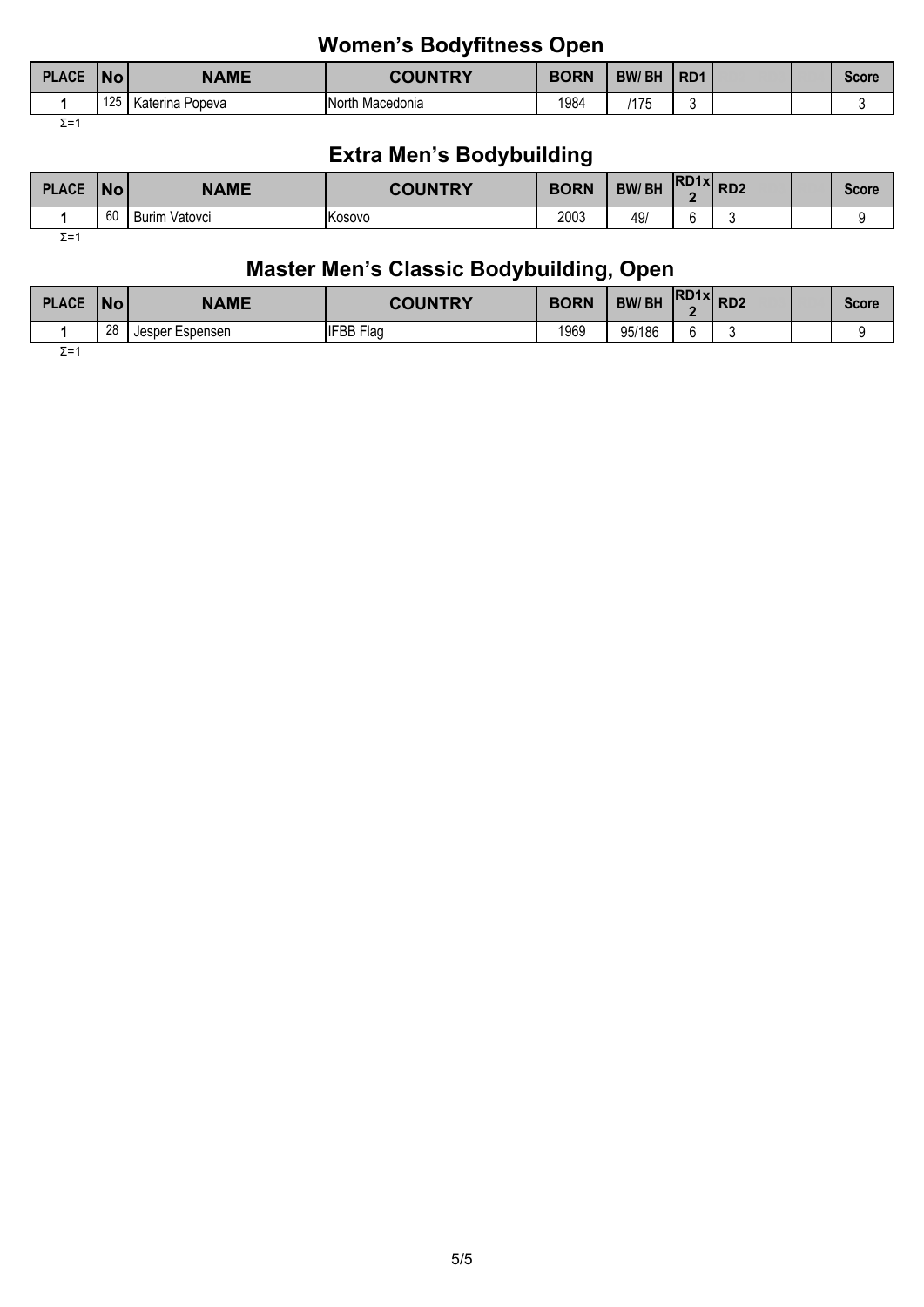## Women’s Bodyfitness Open

| PLACE | No | NAME | COUNTRY | BORN | BW/ BH | RD1 | | | | Score |
|---|---|---|---|---|---|---|---|---|---|---|
| 1 | 125 | Katerina Popeva | North Macedonia | 1984 | /175 | 3 | | | | 3 |

Σ=1

## Extra Men’s Bodybuilding

| PLACE | No | NAME | COUNTRY | BORN | BW/ BH | RD1x 2 | RD2 | | | Score |
|---|---|---|---|---|---|---|---|---|---|---|
| 1 | 60 | Burim Vatovci | Kosovo | 2003 | 49/ | 6 | 3 | | | 9 |

Σ=1

## Master Men’s Classic Bodybuilding, Open

| PLACE | No | NAME | COUNTRY | BORN | BW/ BH | RD1x 2 | RD2 | | | Score |
|---|---|---|---|---|---|---|---|---|---|---|
| 1 | 28 | Jesper Espensen | IFBB Flag | 1969 | 95/186 | 6 | 3 | | | 9 |

Σ=1